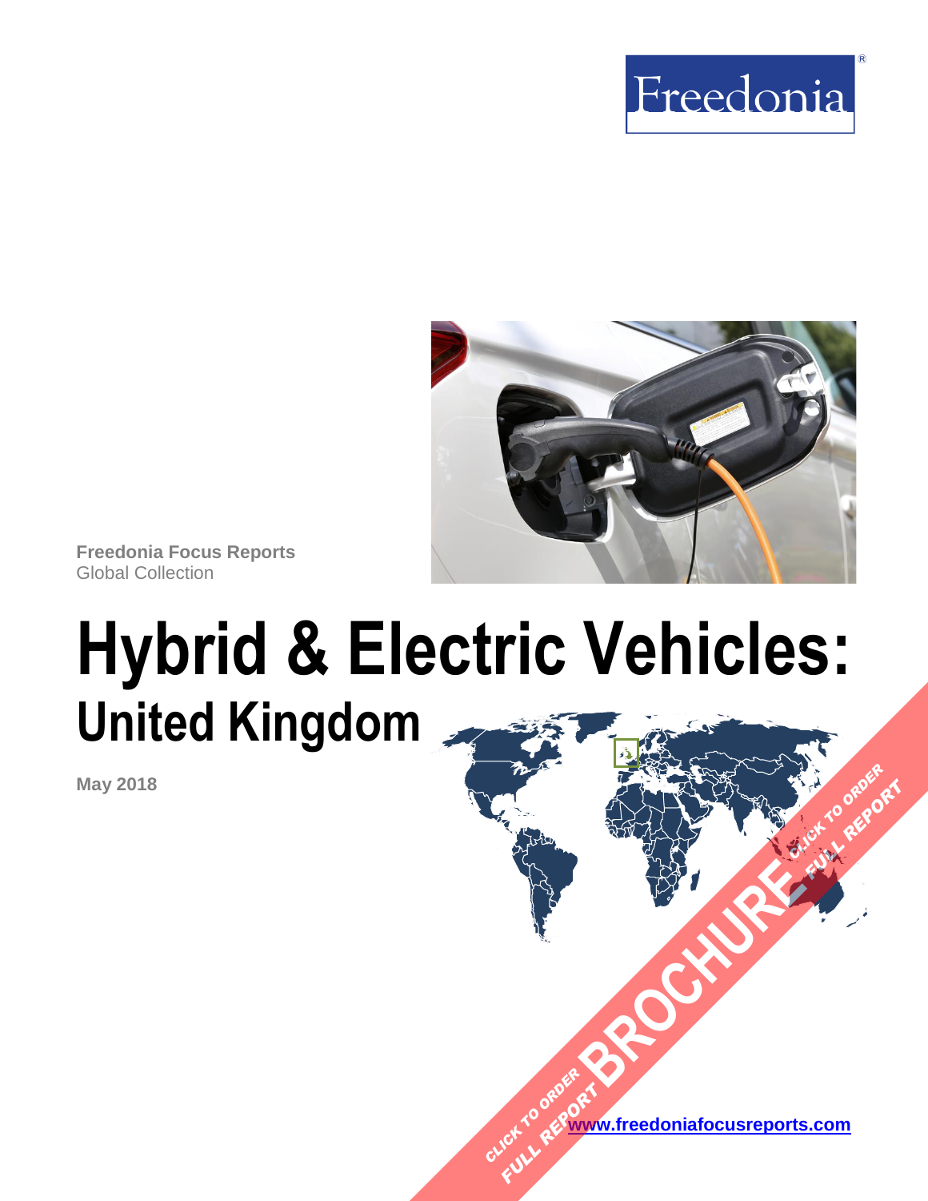Freedonia

Freedonia Focus Reports
Global Collection

# Hybrid & Electric Vehicles:
## United Kingdom

May 2018

CLICK TO ORDER FULL REPORT BROCHURE CLICK TO ORDER FULL REPORT

www.freedoniafocusreports.com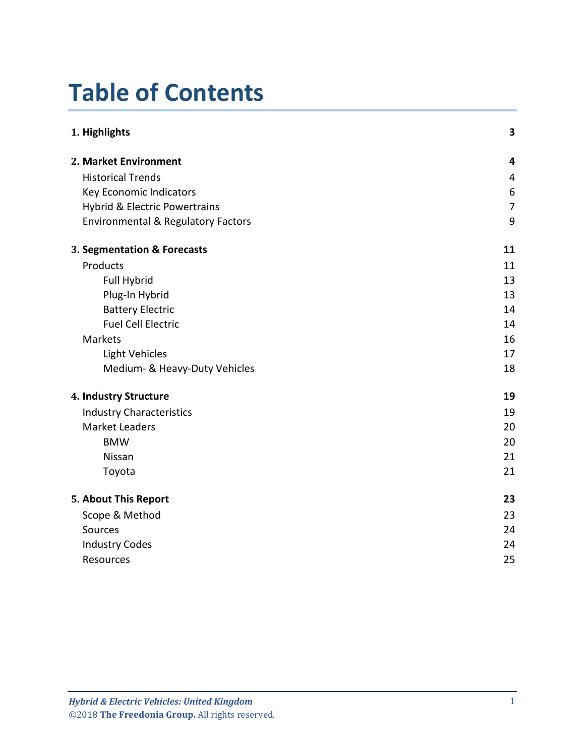# Table of Contents

| | |
|---|---|
| **1. Highlights** | **3** |
| **2. Market Environment** | **4** |
| Historical Trends | 4 |
| Key Economic Indicators | 6 |
| Hybrid & Electric Powertrains | 7 |
| Environmental & Regulatory Factors | 9 |
| **3. Segmentation & Forecasts** | **11** |
| Products | 11 |
| Full Hybrid | 13 |
| Plug-In Hybrid | 13 |
| Battery Electric | 14 |
| Fuel Cell Electric | 14 |
| Markets | 16 |
| Light Vehicles | 17 |
| Medium- & Heavy-Duty Vehicles | 18 |
| **4. Industry Structure** | **19** |
| Industry Characteristics | 19 |
| Market Leaders | 20 |
| BMW | 20 |
| Nissan | 21 |
| Toyota | 21 |
| **5. About This Report** | **23** |
| Scope & Method | 23 |
| Sources | 24 |
| Industry Codes | 24 |
| Resources | 25 |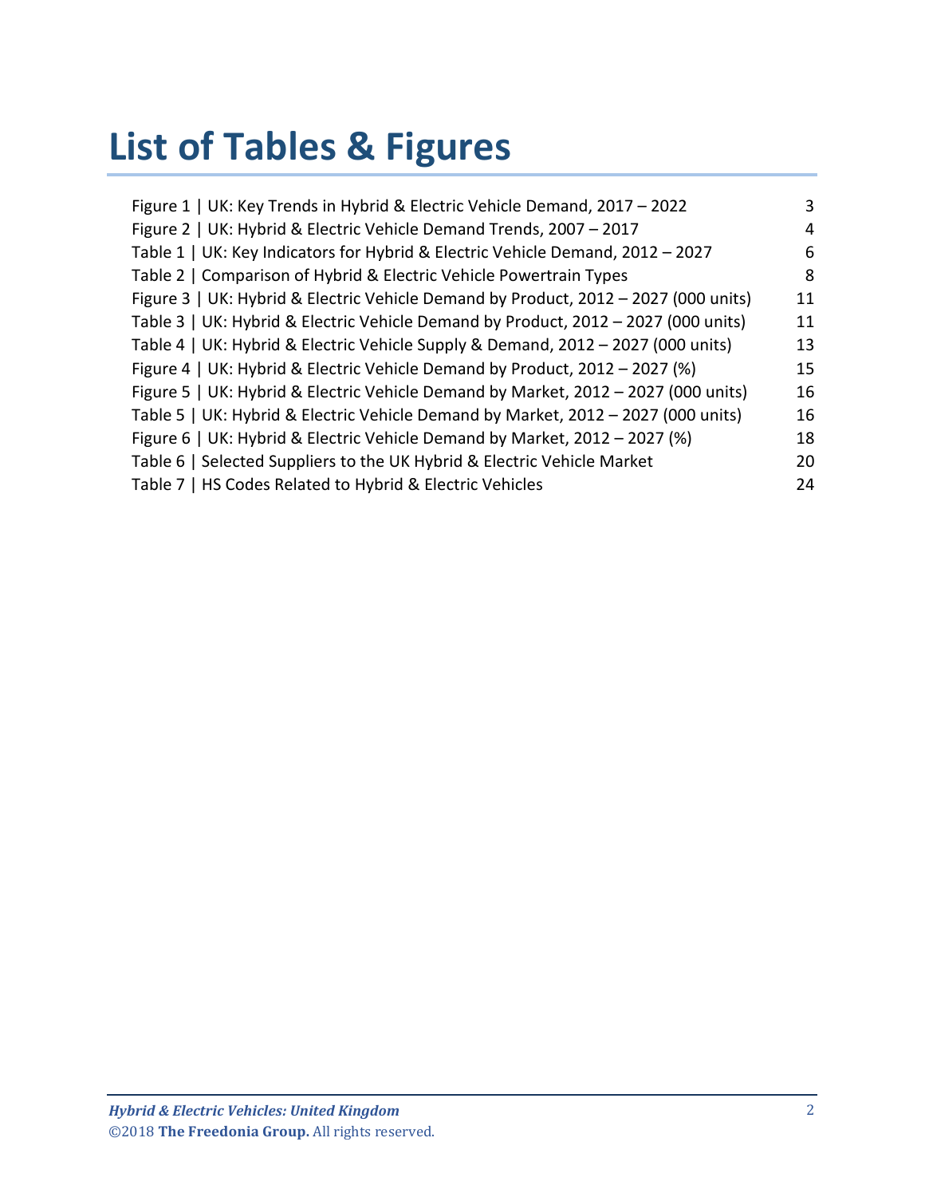# List of Tables & Figures

| | |
|---|---|
| Figure 1 \| UK: Key Trends in Hybrid & Electric Vehicle Demand, 2017 – 2022 | 3 |
| Figure 2 \| UK: Hybrid & Electric Vehicle Demand Trends, 2007 – 2017 | 4 |
| Table 1 \| UK: Key Indicators for Hybrid & Electric Vehicle Demand, 2012 – 2027 | 6 |
| Table 2 \| Comparison of Hybrid & Electric Vehicle Powertrain Types | 8 |
| Figure 3 \| UK: Hybrid & Electric Vehicle Demand by Product, 2012 – 2027 (000 units) | 11 |
| Table 3 \| UK: Hybrid & Electric Vehicle Demand by Product, 2012 – 2027 (000 units) | 11 |
| Table 4 \| UK: Hybrid & Electric Vehicle Supply & Demand, 2012 – 2027 (000 units) | 13 |
| Figure 4 \| UK: Hybrid & Electric Vehicle Demand by Product, 2012 – 2027 (%) | 15 |
| Figure 5 \| UK: Hybrid & Electric Vehicle Demand by Market, 2012 – 2027 (000 units) | 16 |
| Table 5 \| UK: Hybrid & Electric Vehicle Demand by Market, 2012 – 2027 (000 units) | 16 |
| Figure 6 \| UK: Hybrid & Electric Vehicle Demand by Market, 2012 – 2027 (%) | 18 |
| Table 6 \| Selected Suppliers to the UK Hybrid & Electric Vehicle Market | 20 |
| Table 7 \| HS Codes Related to Hybrid & Electric Vehicles | 24 |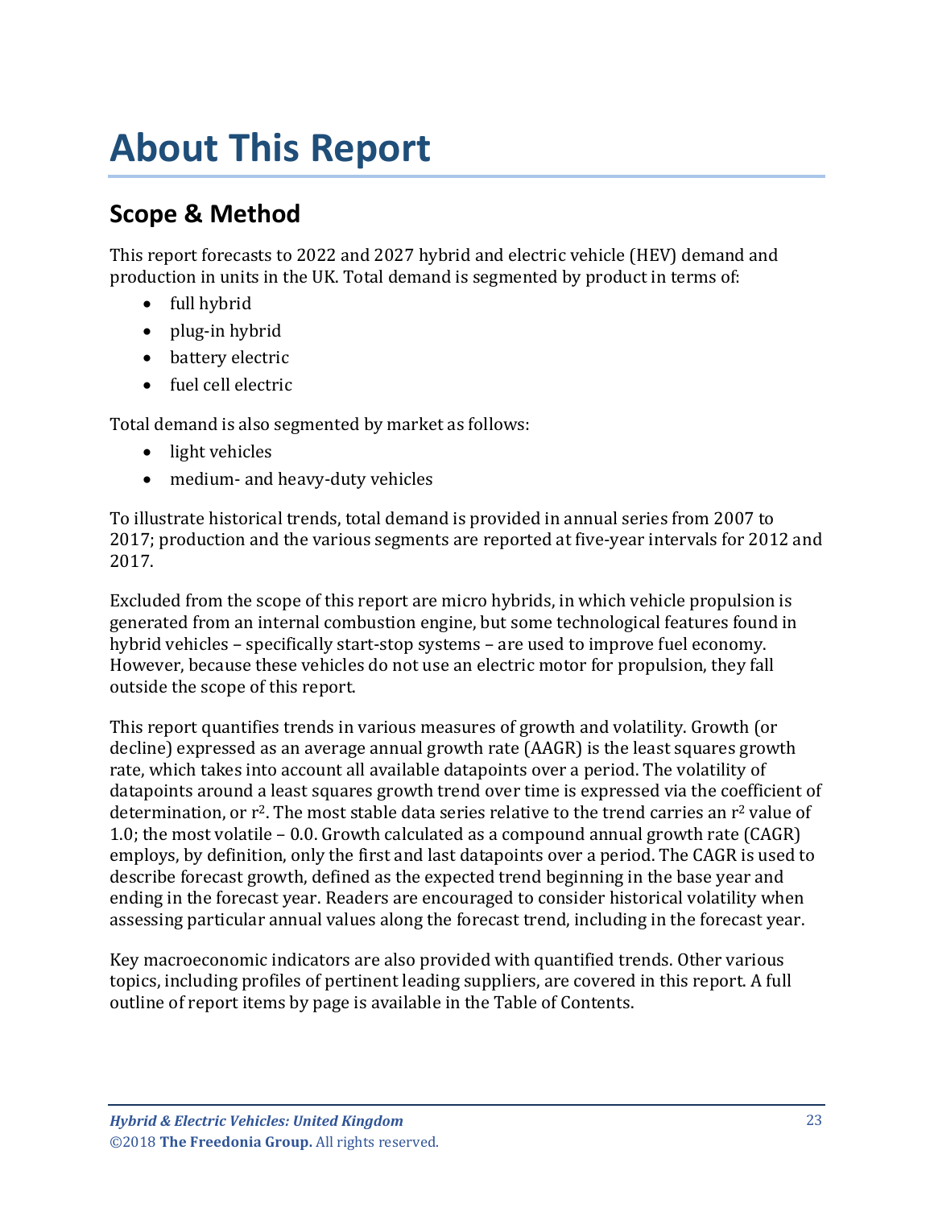# About This Report

## Scope & Method

This report forecasts to 2022 and 2027 hybrid and electric vehicle (HEV) demand and production in units in the UK. Total demand is segmented by product in terms of:

- full hybrid
- plug-in hybrid
- battery electric
- fuel cell electric

Total demand is also segmented by market as follows:

- light vehicles
- medium- and heavy-duty vehicles

To illustrate historical trends, total demand is provided in annual series from 2007 to 2017; production and the various segments are reported at five-year intervals for 2012 and 2017.

Excluded from the scope of this report are micro hybrids, in which vehicle propulsion is generated from an internal combustion engine, but some technological features found in hybrid vehicles – specifically start-stop systems – are used to improve fuel economy. However, because these vehicles do not use an electric motor for propulsion, they fall outside the scope of this report.

This report quantifies trends in various measures of growth and volatility. Growth (or decline) expressed as an average annual growth rate (AAGR) is the least squares growth rate, which takes into account all available datapoints over a period. The volatility of datapoints around a least squares growth trend over time is expressed via the coefficient of determination, or $r^2$. The most stable data series relative to the trend carries an $r^2$ value of 1.0; the most volatile – 0.0. Growth calculated as a compound annual growth rate (CAGR) employs, by definition, only the first and last datapoints over a period. The CAGR is used to describe forecast growth, defined as the expected trend beginning in the base year and ending in the forecast year. Readers are encouraged to consider historical volatility when assessing particular annual values along the forecast trend, including in the forecast year.

Key macroeconomic indicators are also provided with quantified trends. Other various topics, including profiles of pertinent leading suppliers, are covered in this report. A full outline of report items by page is available in the Table of Contents.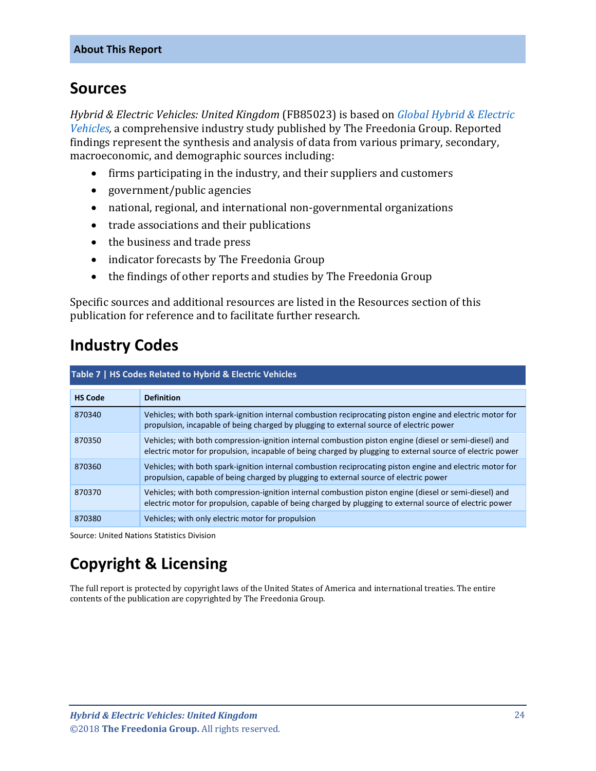## Sources

*Hybrid & Electric Vehicles: United Kingdom* (FB85023) is based on *Global Hybrid & Electric Vehicles*, a comprehensive industry study published by The Freedonia Group. Reported findings represent the synthesis and analysis of data from various primary, secondary, macroeconomic, and demographic sources including:

- firms participating in the industry, and their suppliers and customers
- government/public agencies
- national, regional, and international non-governmental organizations
- trade associations and their publications
- the business and trade press
- indicator forecasts by The Freedonia Group
- the findings of other reports and studies by The Freedonia Group

Specific sources and additional resources are listed in the Resources section of this publication for reference and to facilitate further research.

## Industry Codes

**Table 7 | HS Codes Related to Hybrid & Electric Vehicles**

| HS Code | Definition |
|---|---|
| 870340 | Vehicles; with both spark-ignition internal combustion reciprocating piston engine and electric motor for propulsion, incapable of being charged by plugging to external source of electric power |
| 870350 | Vehicles; with both compression-ignition internal combustion piston engine (diesel or semi-diesel) and electric motor for propulsion, incapable of being charged by plugging to external source of electric power |
| 870360 | Vehicles; with both spark-ignition internal combustion reciprocating piston engine and electric motor for propulsion, capable of being charged by plugging to external source of electric power |
| 870370 | Vehicles; with both compression-ignition internal combustion piston engine (diesel or semi-diesel) and electric motor for propulsion, capable of being charged by plugging to external source of electric power |
| 870380 | Vehicles; with only electric motor for propulsion |

Source: United Nations Statistics Division

## Copyright & Licensing

The full report is protected by copyright laws of the United States of America and international treaties. The entire contents of the publication are copyrighted by The Freedonia Group.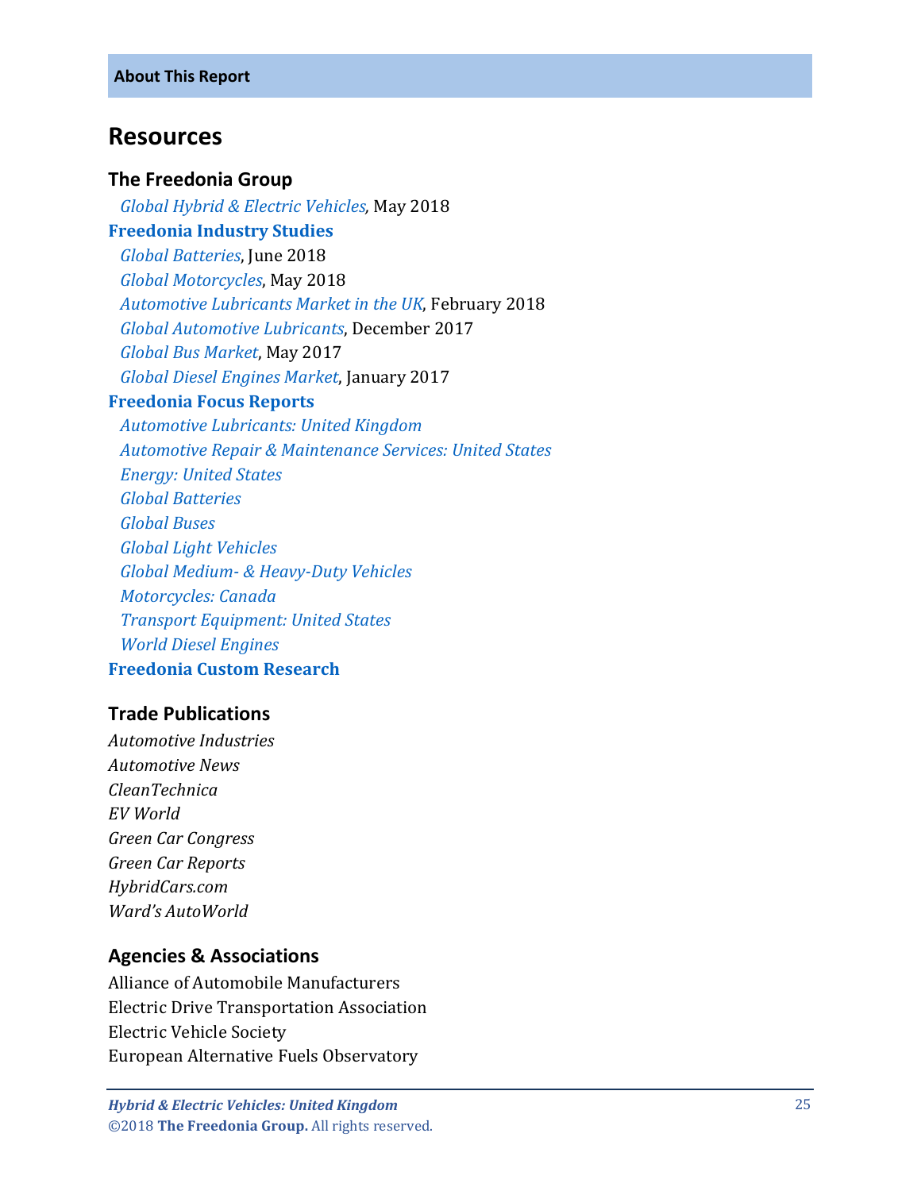**About This Report**

## Resources

### The Freedonia Group

*Global Hybrid & Electric Vehicles,* May 2018

**Freedonia Industry Studies**

*Global Batteries*, June 2018
*Global Motorcycles*, May 2018
*Automotive Lubricants Market in the UK*, February 2018
*Global Automotive Lubricants*, December 2017
*Global Bus Market*, May 2017
*Global Diesel Engines Market*, January 2017

**Freedonia Focus Reports**

*Automotive Lubricants: United Kingdom*
*Automotive Repair & Maintenance Services: United States*
*Energy: United States*
*Global Batteries*
*Global Buses*
*Global Light Vehicles*
*Global Medium- & Heavy-Duty Vehicles*
*Motorcycles: Canada*
*Transport Equipment: United States*
*World Diesel Engines*

**Freedonia Custom Research**

### Trade Publications

*Automotive Industries*
*Automotive News*
*CleanTechnica*
*EV World*
*Green Car Congress*
*Green Car Reports*
*HybridCars.com*
*Ward's AutoWorld*

### Agencies & Associations

Alliance of Automobile Manufacturers
Electric Drive Transportation Association
Electric Vehicle Society
European Alternative Fuels Observatory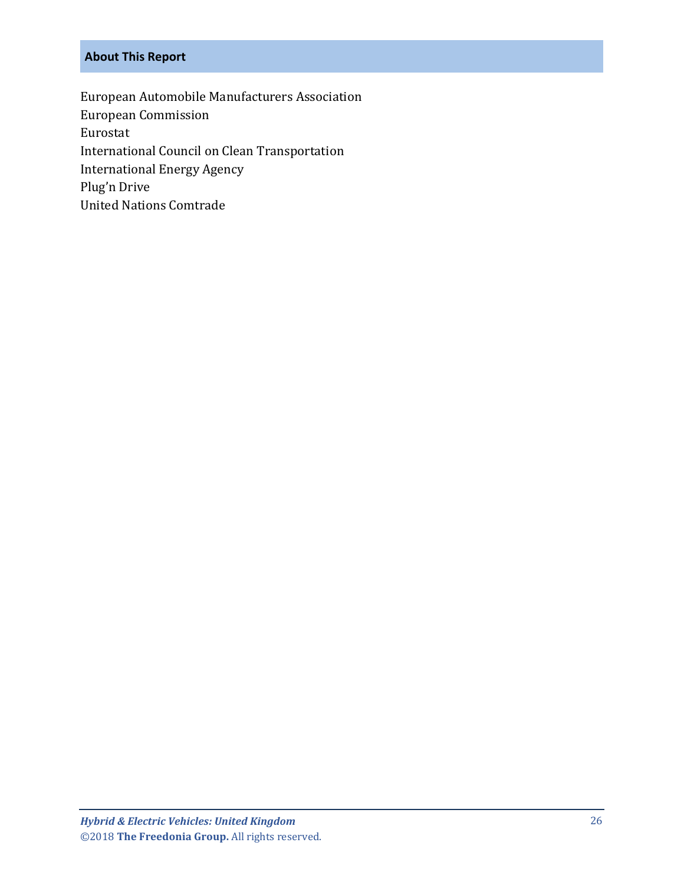## About This Report

European Automobile Manufacturers Association
European Commission
Eurostat
International Council on Clean Transportation
International Energy Agency
Plug'n Drive
United Nations Comtrade